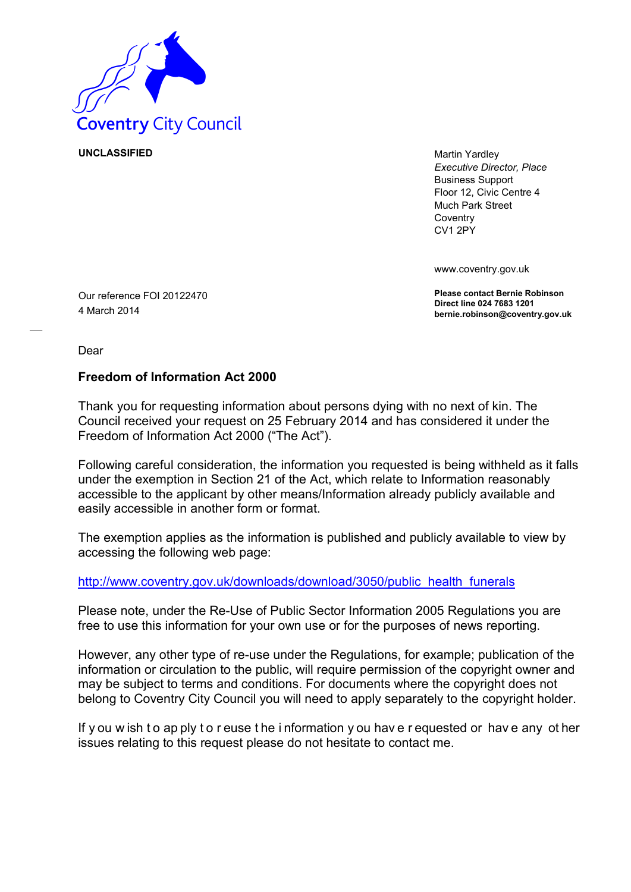Coventry City Council

**UNCLASSIFIED**

Martin Yardley
*Executive Director, Place*
Business Support
Floor 12, Civic Centre 4
Much Park Street
Coventry
CV1 2PY

www.coventry.gov.uk

**Please contact Bernie Robinson**
**Direct line 024 7683 1201**
**bernie.robinson@coventry.gov.uk**

Our reference FOI 20122470
4 March 2014

Dear

**Freedom of Information Act 2000**

Thank you for requesting information about persons dying with no next of kin. The Council received your request on 25 February 2014 and has considered it under the Freedom of Information Act 2000 ("The Act").

Following careful consideration, the information you requested is being withheld as it falls under the exemption in Section 21 of the Act, which relate to Information reasonably accessible to the applicant by other means/Information already publicly available and easily accessible in another form or format.

The exemption applies as the information is published and publicly available to view by accessing the following web page:

http://www.coventry.gov.uk/downloads/download/3050/public_health_funerals

Please note, under the Re-Use of Public Sector Information 2005 Regulations you are free to use this information for your own use or for the purposes of news reporting.

However, any other type of re-use under the Regulations, for example; publication of the information or circulation to the public, will require permission of the copyright owner and may be subject to terms and conditions. For documents where the copyright does not belong to Coventry City Council you will need to apply separately to the copyright holder.

If you wish to apply to reuse the information you have requested or have any other issues relating to this request please do not hesitate to contact me.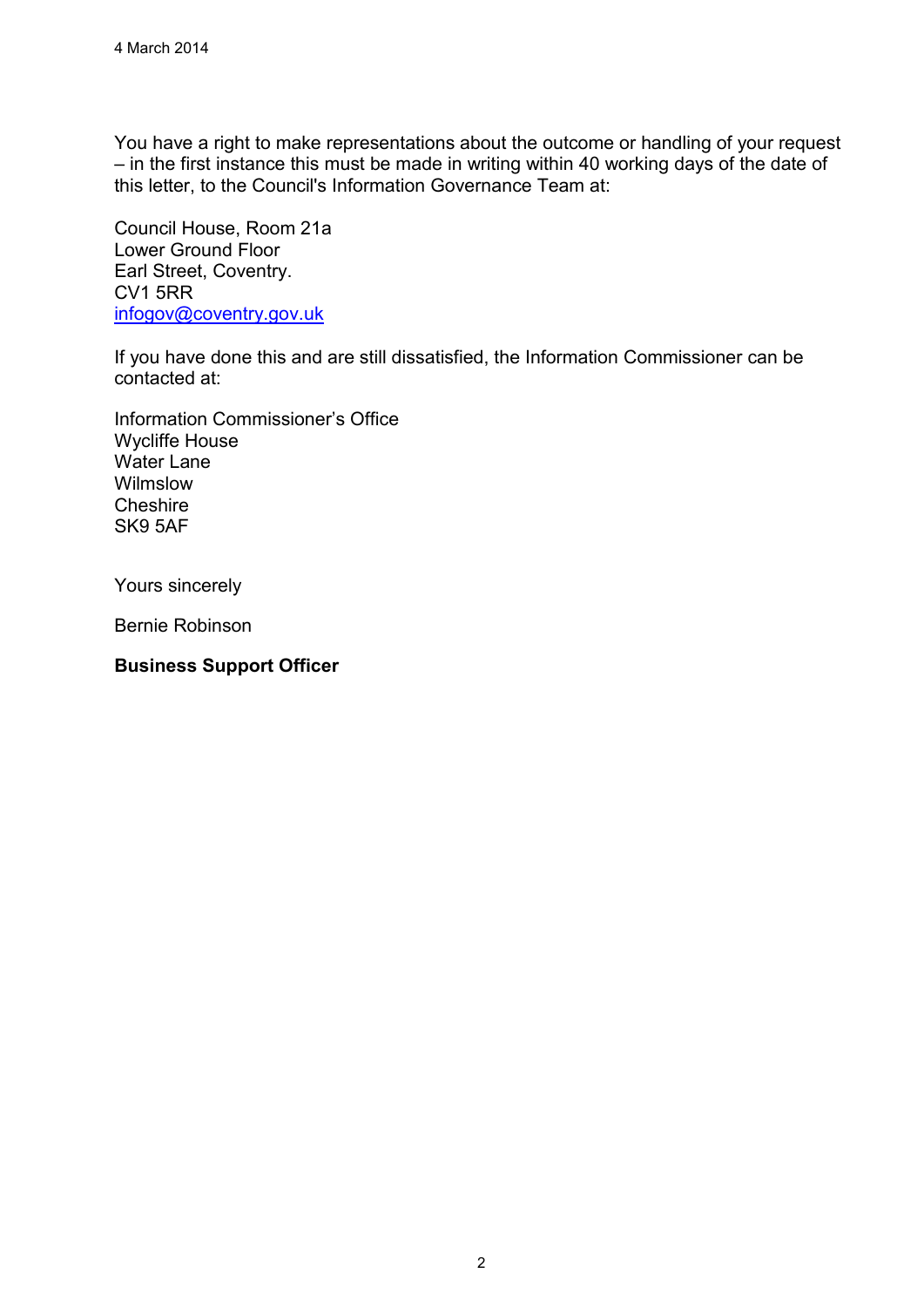4 March 2014

You have a right to make representations about the outcome or handling of your request – in the first instance this must be made in writing within 40 working days of the date of this letter, to the Council's Information Governance Team at:

Council House, Room 21a
Lower Ground Floor
Earl Street, Coventry.
CV1 5RR
infogov@coventry.gov.uk

If you have done this and are still dissatisfied, the Information Commissioner can be contacted at:

Information Commissioner's Office
Wycliffe House
Water Lane
Wilmslow
Cheshire
SK9 5AF

Yours sincerely

Bernie Robinson

**Business Support Officer**